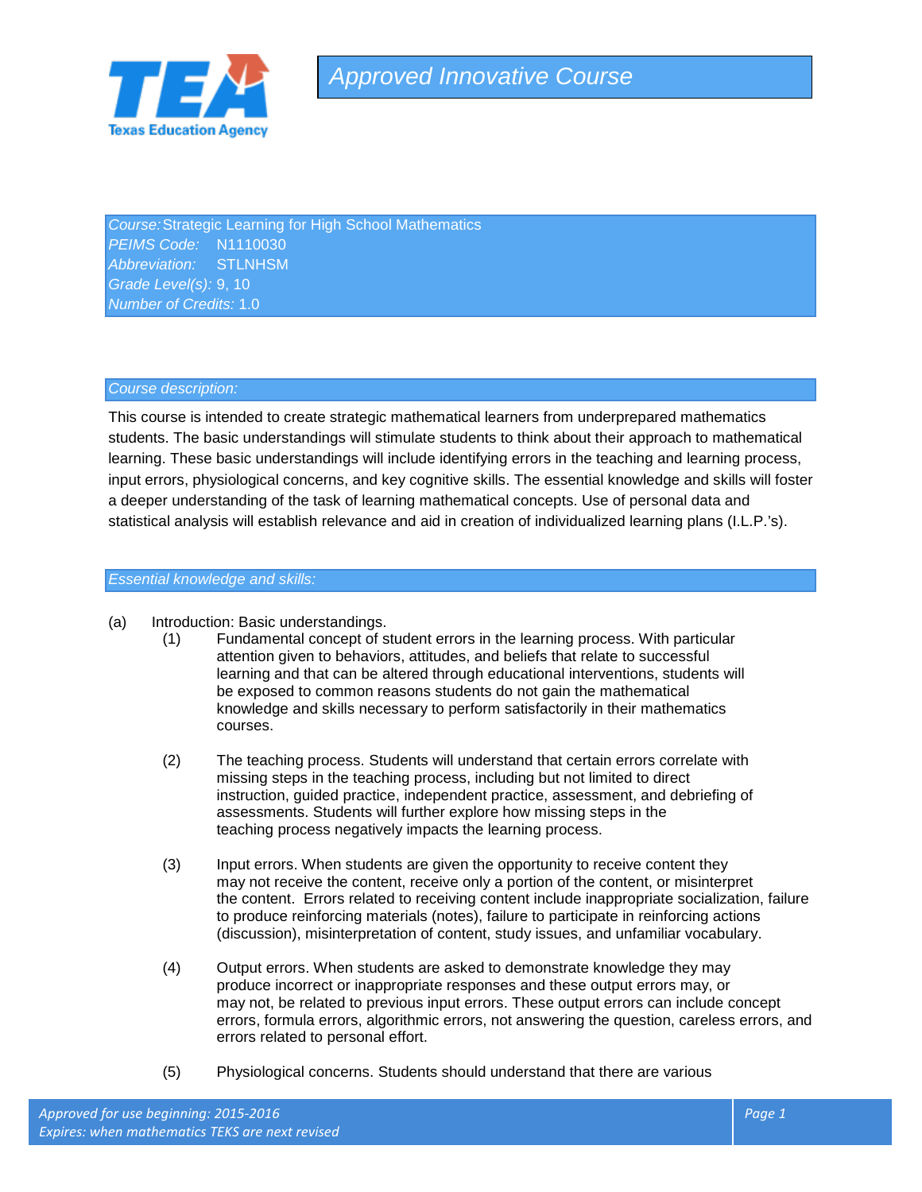# Approved Innovative Course

*Course:* Strategic Learning for High School Mathematics
*PEIMS Code:* N1110030
*Abbreviation:* STLNHSM
*Grade Level(s):* 9, 10
*Number of Credits:* 1.0

## *Course description:*

This course is intended to create strategic mathematical learners from underprepared mathematics students. The basic understandings will stimulate students to think about their approach to mathematical learning. These basic understandings will include identifying errors in the teaching and learning process, input errors, physiological concerns, and key cognitive skills. The essential knowledge and skills will foster a deeper understanding of the task of learning mathematical concepts. Use of personal data and statistical analysis will establish relevance and aid in creation of individualized learning plans (I.L.P.'s).

## *Essential knowledge and skills:*

(a) Introduction: Basic understandings.

(1) Fundamental concept of student errors in the learning process. With particular attention given to behaviors, attitudes, and beliefs that relate to successful learning and that can be altered through educational interventions, students will be exposed to common reasons students do not gain the mathematical knowledge and skills necessary to perform satisfactorily in their mathematics courses.

(2) The teaching process. Students will understand that certain errors correlate with missing steps in the teaching process, including but not limited to direct instruction, guided practice, independent practice, assessment, and debriefing of assessments. Students will further explore how missing steps in the teaching process negatively impacts the learning process.

(3) Input errors. When students are given the opportunity to receive content they may not receive the content, receive only a portion of the content, or misinterpret the content. Errors related to receiving content include inappropriate socialization, failure to produce reinforcing materials (notes), failure to participate in reinforcing actions (discussion), misinterpretation of content, study issues, and unfamiliar vocabulary.

(4) Output errors. When students are asked to demonstrate knowledge they may produce incorrect or inappropriate responses and these output errors may, or may not, be related to previous input errors. These output errors can include concept errors, formula errors, algorithmic errors, not answering the question, careless errors, and errors related to personal effort.

(5) Physiological concerns. Students should understand that there are various

*Approved for use beginning: 2015-2016*
*Expires: when mathematics TEKS are next revised*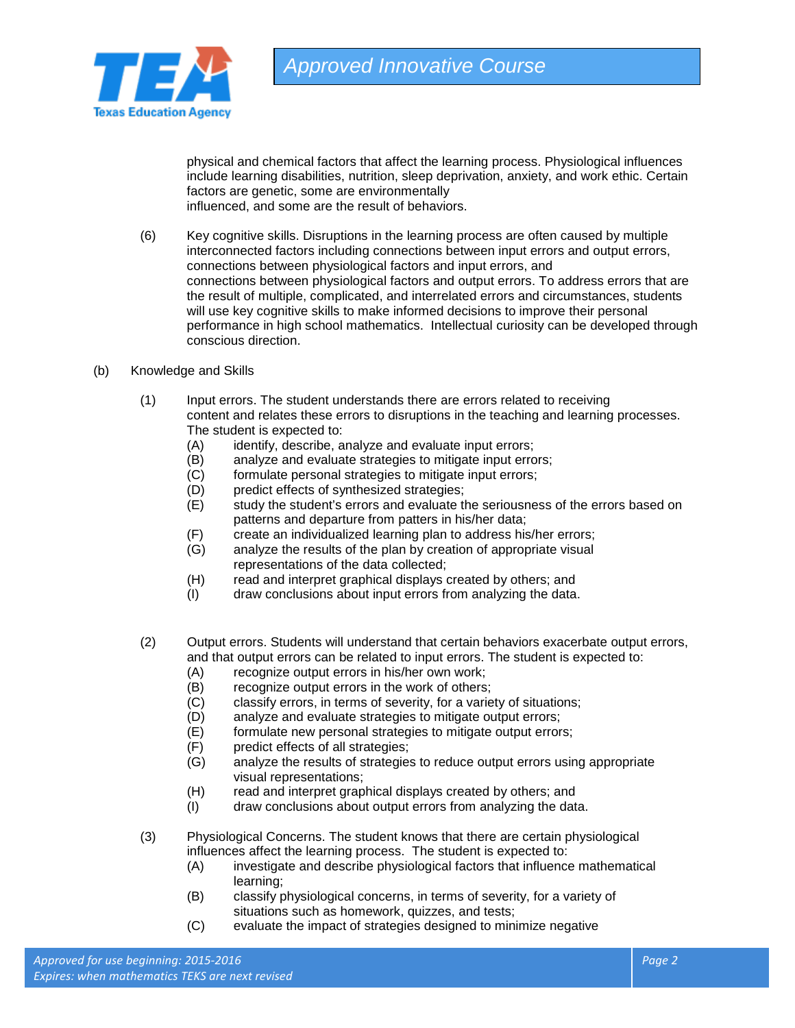physical and chemical factors that affect the learning process. Physiological influences include learning disabilities, nutrition, sleep deprivation, anxiety, and work ethic. Certain factors are genetic, some are environmentally influenced, and some are the result of behaviors.

(6) Key cognitive skills. Disruptions in the learning process are often caused by multiple interconnected factors including connections between input errors and output errors, connections between physiological factors and input errors, and connections between physiological factors and output errors. To address errors that are the result of multiple, complicated, and interrelated errors and circumstances, students will use key cognitive skills to make informed decisions to improve their personal performance in high school mathematics. Intellectual curiosity can be developed through conscious direction.

(b) Knowledge and Skills

(1) Input errors. The student understands there are errors related to receiving content and relates these errors to disruptions in the teaching and learning processes. The student is expected to:

- (A) identify, describe, analyze and evaluate input errors;
- (B) analyze and evaluate strategies to mitigate input errors;
- (C) formulate personal strategies to mitigate input errors;
- (D) predict effects of synthesized strategies;
- (E) study the student's errors and evaluate the seriousness of the errors based on patterns and departure from patters in his/her data;
- (F) create an individualized learning plan to address his/her errors;
- (G) analyze the results of the plan by creation of appropriate visual representations of the data collected;
- (H) read and interpret graphical displays created by others; and
- (I) draw conclusions about input errors from analyzing the data.

(2) Output errors. Students will understand that certain behaviors exacerbate output errors, and that output errors can be related to input errors. The student is expected to:

- (A) recognize output errors in his/her own work;
- (B) recognize output errors in the work of others;
- (C) classify errors, in terms of severity, for a variety of situations;
- (D) analyze and evaluate strategies to mitigate output errors;
- (E) formulate new personal strategies to mitigate output errors;
- (F) predict effects of all strategies;
- (G) analyze the results of strategies to reduce output errors using appropriate visual representations;
- (H) read and interpret graphical displays created by others; and
- (I) draw conclusions about output errors from analyzing the data.

(3) Physiological Concerns. The student knows that there are certain physiological influences affect the learning process. The student is expected to:

- (A) investigate and describe physiological factors that influence mathematical learning;
- (B) classify physiological concerns, in terms of severity, for a variety of situations such as homework, quizzes, and tests;
- (C) evaluate the impact of strategies designed to minimize negative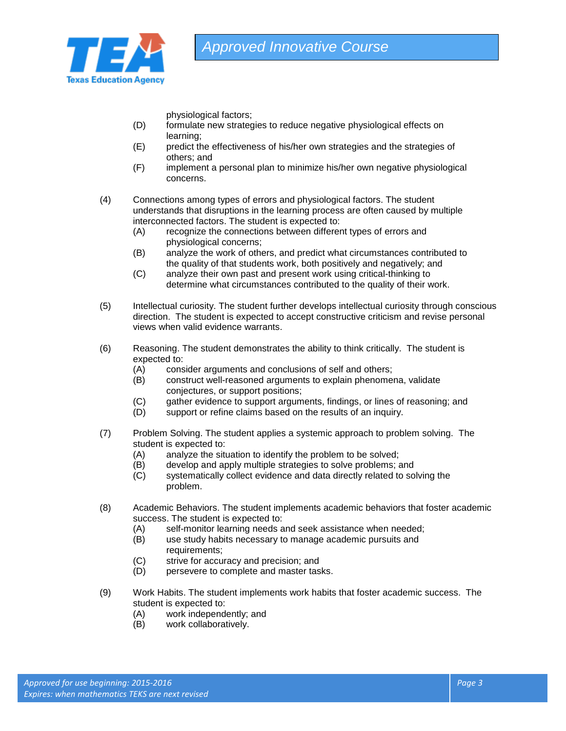physiological factors;

(D) formulate new strategies to reduce negative physiological effects on learning;

(E) predict the effectiveness of his/her own strategies and the strategies of others; and

(F) implement a personal plan to minimize his/her own negative physiological concerns.

(4) Connections among types of errors and physiological factors. The student understands that disruptions in the learning process are often caused by multiple interconnected factors. The student is expected to:

(A) recognize the connections between different types of errors and physiological concerns;

(B) analyze the work of others, and predict what circumstances contributed to the quality of that students work, both positively and negatively; and

(C) analyze their own past and present work using critical-thinking to determine what circumstances contributed to the quality of their work.

(5) Intellectual curiosity. The student further develops intellectual curiosity through conscious direction. The student is expected to accept constructive criticism and revise personal views when valid evidence warrants.

(6) Reasoning. The student demonstrates the ability to think critically. The student is expected to:

(A) consider arguments and conclusions of self and others;

(B) construct well-reasoned arguments to explain phenomena, validate conjectures, or support positions;

(C) gather evidence to support arguments, findings, or lines of reasoning; and

(D) support or refine claims based on the results of an inquiry.

(7) Problem Solving. The student applies a systemic approach to problem solving. The student is expected to:

(A) analyze the situation to identify the problem to be solved;

(B) develop and apply multiple strategies to solve problems; and

(C) systematically collect evidence and data directly related to solving the problem.

(8) Academic Behaviors. The student implements academic behaviors that foster academic success. The student is expected to:

(A) self-monitor learning needs and seek assistance when needed;

(B) use study habits necessary to manage academic pursuits and requirements;

(C) strive for accuracy and precision; and

(D) persevere to complete and master tasks.

(9) Work Habits. The student implements work habits that foster academic success. The student is expected to:

(A) work independently; and

(B) work collaboratively.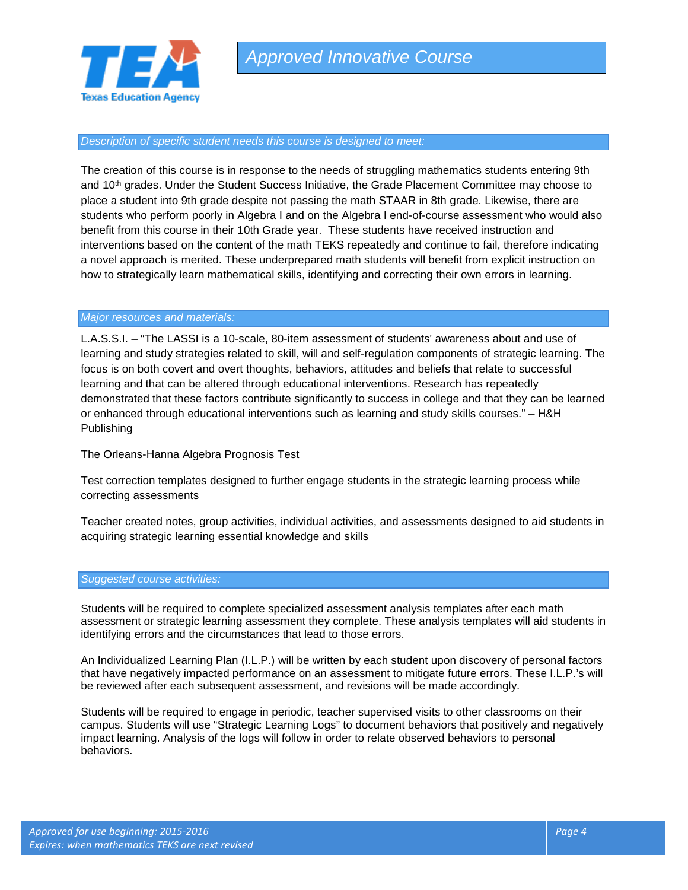## Description of specific student needs this course is designed to meet:

The creation of this course is in response to the needs of struggling mathematics students entering 9th and 10th grades. Under the Student Success Initiative, the Grade Placement Committee may choose to place a student into 9th grade despite not passing the math STAAR in 8th grade. Likewise, there are students who perform poorly in Algebra I and on the Algebra I end-of-course assessment who would also benefit from this course in their 10th Grade year. These students have received instruction and interventions based on the content of the math TEKS repeatedly and continue to fail, therefore indicating a novel approach is merited. These underprepared math students will benefit from explicit instruction on how to strategically learn mathematical skills, identifying and correcting their own errors in learning.

## Major resources and materials:

L.A.S.S.I. – "The LASSI is a 10-scale, 80-item assessment of students' awareness about and use of learning and study strategies related to skill, will and self-regulation components of strategic learning. The focus is on both covert and overt thoughts, behaviors, attitudes and beliefs that relate to successful learning and that can be altered through educational interventions. Research has repeatedly demonstrated that these factors contribute significantly to success in college and that they can be learned or enhanced through educational interventions such as learning and study skills courses." – H&H Publishing

The Orleans-Hanna Algebra Prognosis Test

Test correction templates designed to further engage students in the strategic learning process while correcting assessments

Teacher created notes, group activities, individual activities, and assessments designed to aid students in acquiring strategic learning essential knowledge and skills

## Suggested course activities:

Students will be required to complete specialized assessment analysis templates after each math assessment or strategic learning assessment they complete. These analysis templates will aid students in identifying errors and the circumstances that lead to those errors.

An Individualized Learning Plan (I.L.P.) will be written by each student upon discovery of personal factors that have negatively impacted performance on an assessment to mitigate future errors. These I.L.P.'s will be reviewed after each subsequent assessment, and revisions will be made accordingly.

Students will be required to engage in periodic, teacher supervised visits to other classrooms on their campus. Students will use "Strategic Learning Logs" to document behaviors that positively and negatively impact learning. Analysis of the logs will follow in order to relate observed behaviors to personal behaviors.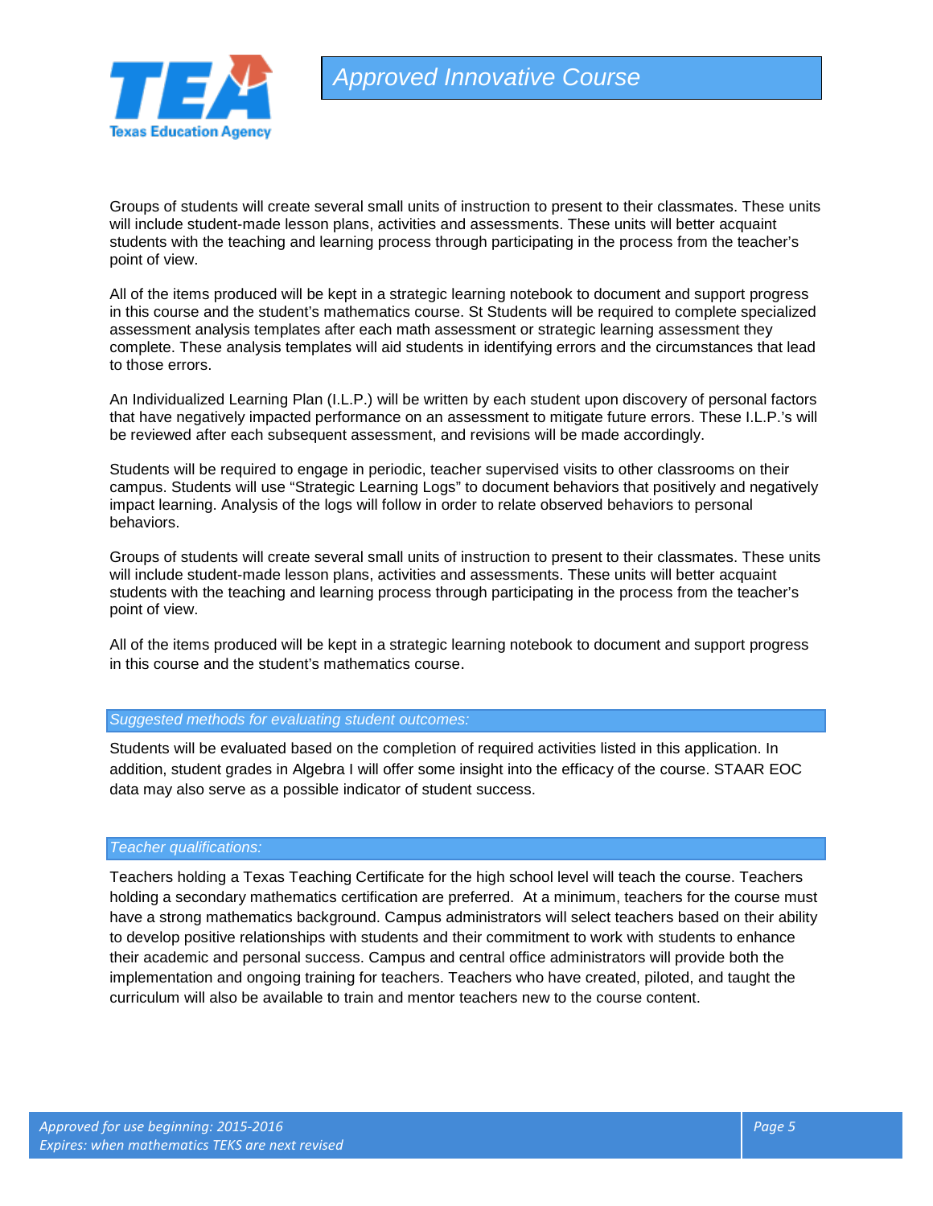Groups of students will create several small units of instruction to present to their classmates. These units will include student-made lesson plans, activities and assessments. These units will better acquaint students with the teaching and learning process through participating in the process from the teacher's point of view.

All of the items produced will be kept in a strategic learning notebook to document and support progress in this course and the student's mathematics course. St Students will be required to complete specialized assessment analysis templates after each math assessment or strategic learning assessment they complete. These analysis templates will aid students in identifying errors and the circumstances that lead to those errors.

An Individualized Learning Plan (I.L.P.) will be written by each student upon discovery of personal factors that have negatively impacted performance on an assessment to mitigate future errors. These I.L.P.'s will be reviewed after each subsequent assessment, and revisions will be made accordingly.

Students will be required to engage in periodic, teacher supervised visits to other classrooms on their campus. Students will use "Strategic Learning Logs" to document behaviors that positively and negatively impact learning. Analysis of the logs will follow in order to relate observed behaviors to personal behaviors.

Groups of students will create several small units of instruction to present to their classmates. These units will include student-made lesson plans, activities and assessments. These units will better acquaint students with the teaching and learning process through participating in the process from the teacher's point of view.

All of the items produced will be kept in a strategic learning notebook to document and support progress in this course and the student's mathematics course.

## *Suggested methods for evaluating student outcomes:*

Students will be evaluated based on the completion of required activities listed in this application. In addition, student grades in Algebra I will offer some insight into the efficacy of the course. STAAR EOC data may also serve as a possible indicator of student success.

## *Teacher qualifications:*

Teachers holding a Texas Teaching Certificate for the high school level will teach the course. Teachers holding a secondary mathematics certification are preferred. At a minimum, teachers for the course must have a strong mathematics background. Campus administrators will select teachers based on their ability to develop positive relationships with students and their commitment to work with students to enhance their academic and personal success. Campus and central office administrators will provide both the implementation and ongoing training for teachers. Teachers who have created, piloted, and taught the curriculum will also be available to train and mentor teachers new to the course content.